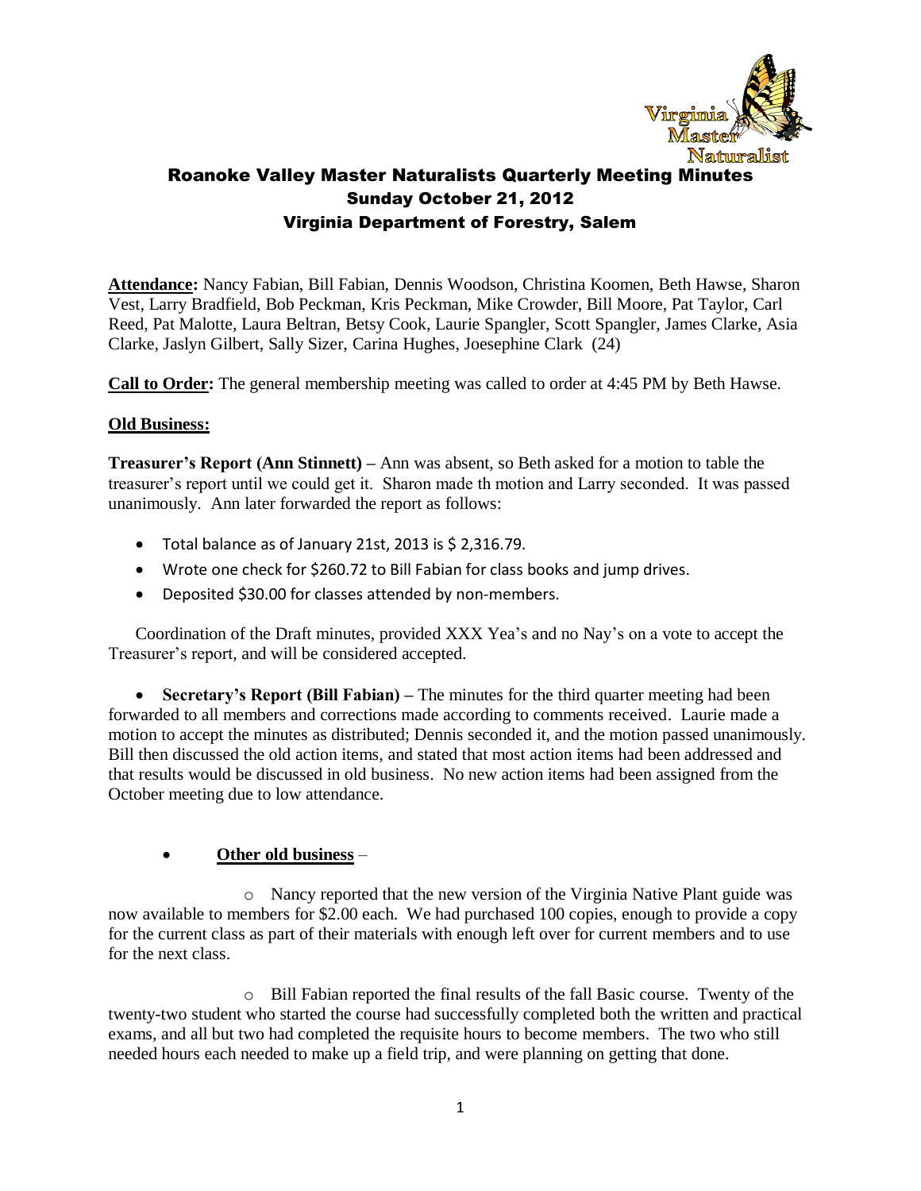# Roanoke Valley Master Naturalists Quarterly Meeting Minutes
## Sunday October 21, 2012
## Virginia Department of Forestry, Salem

**Attendance:** Nancy Fabian, Bill Fabian, Dennis Woodson, Christina Koomen, Beth Hawse, Sharon Vest, Larry Bradfield, Bob Peckman, Kris Peckman, Mike Crowder, Bill Moore, Pat Taylor, Carl Reed, Pat Malotte, Laura Beltran, Betsy Cook, Laurie Spangler, Scott Spangler, James Clarke, Asia Clarke, Jaslyn Gilbert, Sally Sizer, Carina Hughes, Joesephine Clark (24)

**Call to Order:** The general membership meeting was called to order at 4:45 PM by Beth Hawse.

**Old Business:**

**Treasurer's Report (Ann Stinnett) –** Ann was absent, so Beth asked for a motion to table the treasurer's report until we could get it. Sharon made th motion and Larry seconded. It was passed unanimously. Ann later forwarded the report as follows:

- Total balance as of January 21st, 2013 is $ 2,316.79.
- Wrote one check for $260.72 to Bill Fabian for class books and jump drives.
- Deposited $30.00 for classes attended by non-members.

Coordination of the Draft minutes, provided XXX Yea's and no Nay's on a vote to accept the Treasurer's report, and will be considered accepted.

- **Secretary's Report (Bill Fabian) –** The minutes for the third quarter meeting had been forwarded to all members and corrections made according to comments received. Laurie made a motion to accept the minutes as distributed; Dennis seconded it, and the motion passed unanimously. Bill then discussed the old action items, and stated that most action items had been addressed and that results would be discussed in old business. No new action items had been assigned from the October meeting due to low attendance.

- **Other old business** –

  - Nancy reported that the new version of the Virginia Native Plant guide was now available to members for $2.00 each. We had purchased 100 copies, enough to provide a copy for the current class as part of their materials with enough left over for current members and to use for the next class.

  - Bill Fabian reported the final results of the fall Basic course. Twenty of the twenty-two student who started the course had successfully completed both the written and practical exams, and all but two had completed the requisite hours to become members. The two who still needed hours each needed to make up a field trip, and were planning on getting that done.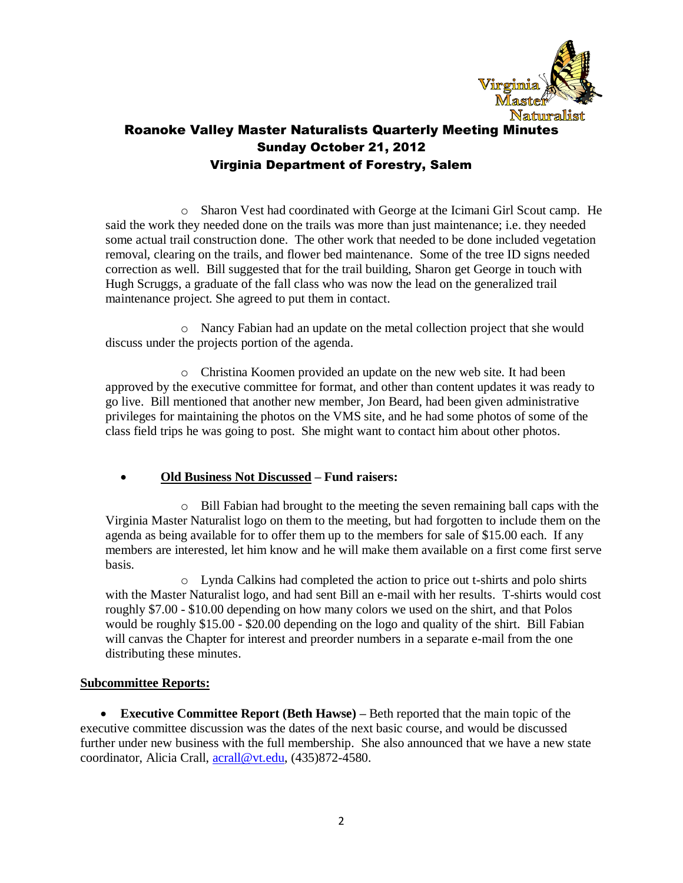# Roanoke Valley Master Naturalists Quarterly Meeting Minutes

## Sunday October 21, 2012

## Virginia Department of Forestry, Salem

- Sharon Vest had coordinated with George at the Icimani Girl Scout camp. He said the work they needed done on the trails was more than just maintenance; i.e. they needed some actual trail construction done. The other work that needed to be done included vegetation removal, clearing on the trails, and flower bed maintenance. Some of the tree ID signs needed correction as well. Bill suggested that for the trail building, Sharon get George in touch with Hugh Scruggs, a graduate of the fall class who was now the lead on the generalized trail maintenance project. She agreed to put them in contact.

- Nancy Fabian had an update on the metal collection project that she would discuss under the projects portion of the agenda.

- Christina Koomen provided an update on the new web site. It had been approved by the executive committee for format, and other than content updates it was ready to go live. Bill mentioned that another new member, Jon Beard, had been given administrative privileges for maintaining the photos on the VMS site, and he had some photos of some of the class field trips he was going to post. She might want to contact him about other photos.

- **<u>Old Business Not Discussed</u> – Fund raisers:**

  - Bill Fabian had brought to the meeting the seven remaining ball caps with the Virginia Master Naturalist logo on them to the meeting, but had forgotten to include them on the agenda as being available for to offer them up to the members for sale of $15.00 each. If any members are interested, let him know and he will make them available on a first come first serve basis.
  - Lynda Calkins had completed the action to price out t-shirts and polo shirts with the Master Naturalist logo, and had sent Bill an e-mail with her results. T-shirts would cost roughly $7.00 - $10.00 depending on how many colors we used on the shirt, and that Polos would be roughly $15.00 - $20.00 depending on the logo and quality of the shirt. Bill Fabian will canvas the Chapter for interest and preorder numbers in a separate e-mail from the one distributing these minutes.

**<u>Subcommittee Reports:</u>**

- **Executive Committee Report (Beth Hawse)** – Beth reported that the main topic of the executive committee discussion was the dates of the next basic course, and would be discussed further under new business with the full membership. She also announced that we have a new state coordinator, Alicia Crall, acrall@vt.edu, (435)872-4580.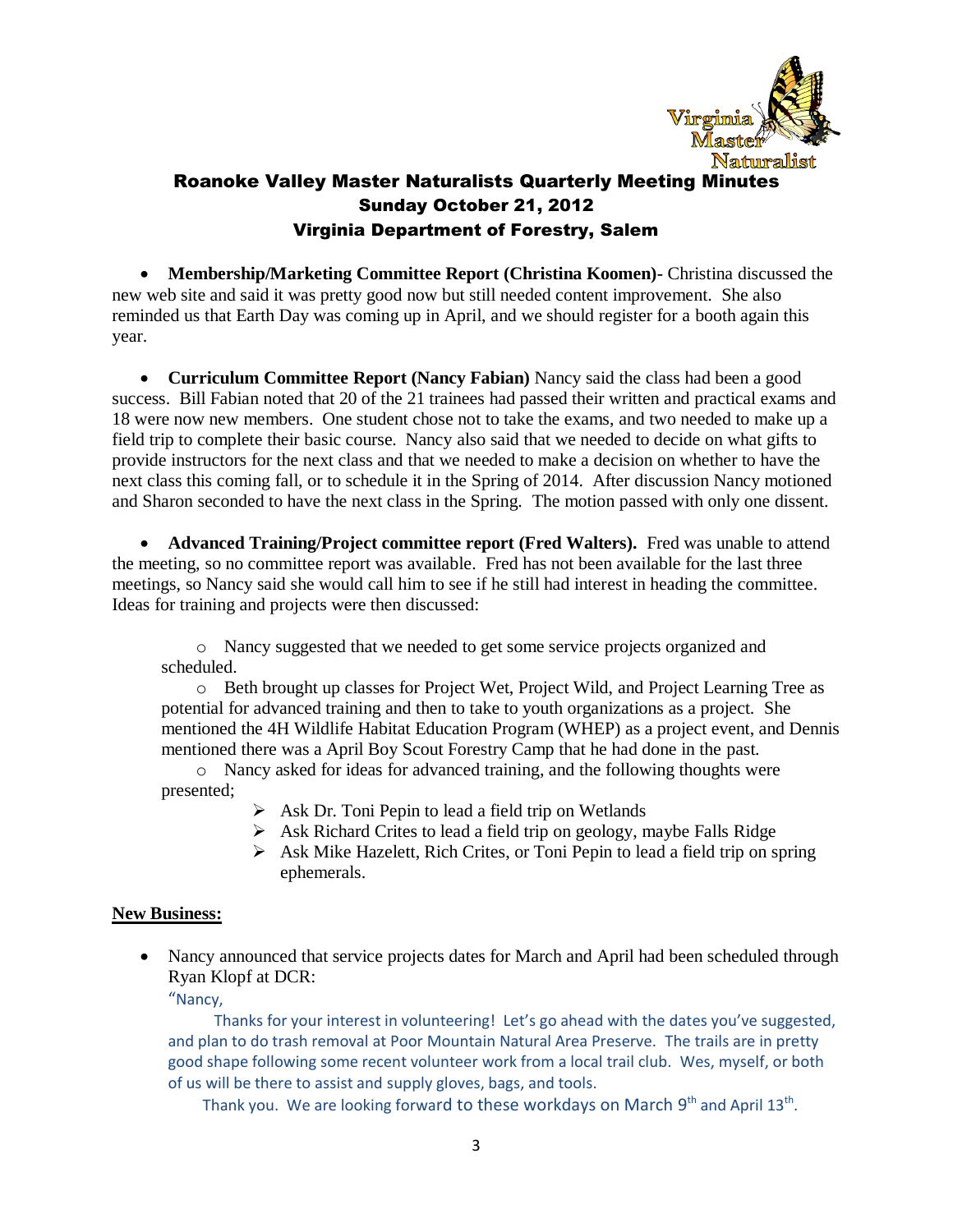## Roanoke Valley Master Naturalists Quarterly Meeting Minutes
## Sunday October 21, 2012
## Virginia Department of Forestry, Salem

- **Membership/Marketing Committee Report (Christina Koomen)**- Christina discussed the new web site and said it was pretty good now but still needed content improvement. She also reminded us that Earth Day was coming up in April, and we should register for a booth again this year.

- **Curriculum Committee Report (Nancy Fabian)** Nancy said the class had been a good success. Bill Fabian noted that 20 of the 21 trainees had passed their written and practical exams and 18 were now new members. One student chose not to take the exams, and two needed to make up a field trip to complete their basic course. Nancy also said that we needed to decide on what gifts to provide instructors for the next class and that we needed to make a decision on whether to have the next class this coming fall, or to schedule it in the Spring of 2014. After discussion Nancy motioned and Sharon seconded to have the next class in the Spring. The motion passed with only one dissent.

- **Advanced Training/Project committee report (Fred Walters).** Fred was unable to attend the meeting, so no committee report was available. Fred has not been available for the last three meetings, so Nancy said she would call him to see if he still had interest in heading the committee. Ideas for training and projects were then discussed:

  - Nancy suggested that we needed to get some service projects organized and scheduled.
  - Beth brought up classes for Project Wet, Project Wild, and Project Learning Tree as potential for advanced training and then to take to youth organizations as a project. She mentioned the 4H Wildlife Habitat Education Program (WHEP) as a project event, and Dennis mentioned there was a April Boy Scout Forestry Camp that he had done in the past.
  - Nancy asked for ideas for advanced training, and the following thoughts were presented;
    - Ask Dr. Toni Pepin to lead a field trip on Wetlands
    - Ask Richard Crites to lead a field trip on geology, maybe Falls Ridge
    - Ask Mike Hazelett, Rich Crites, or Toni Pepin to lead a field trip on spring ephemerals.

**New Business:**

- Nancy announced that service projects dates for March and April had been scheduled through Ryan Klopf at DCR:

  "Nancy,

  Thanks for your interest in volunteering! Let's go ahead with the dates you've suggested, and plan to do trash removal at Poor Mountain Natural Area Preserve. The trails are in pretty good shape following some recent volunteer work from a local trail club. Wes, myself, or both of us will be there to assist and supply gloves, bags, and tools.

  Thank you. We are looking forward to these workdays on March 9th and April 13th.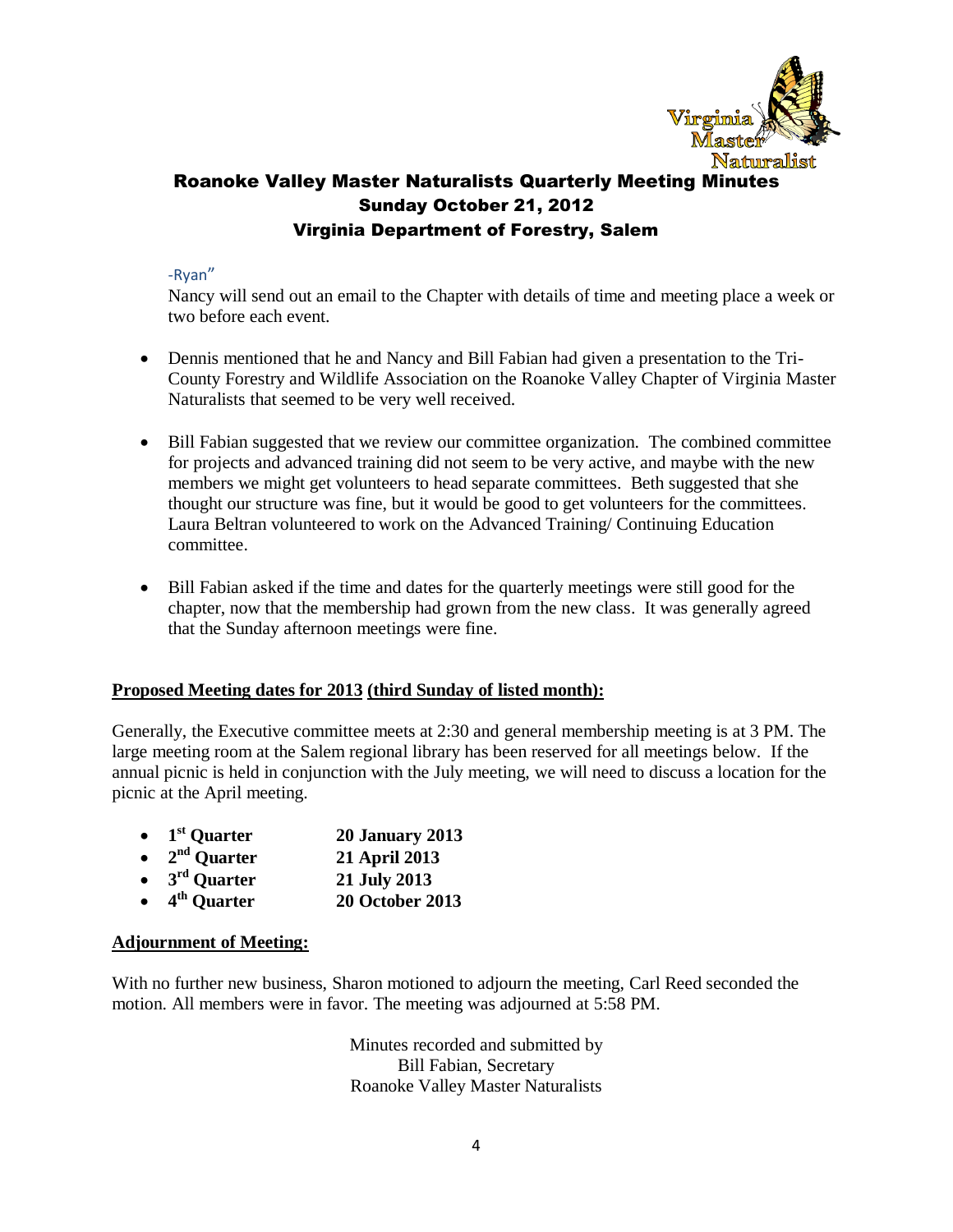# Roanoke Valley Master Naturalists Quarterly Meeting Minutes
## Sunday October 21, 2012
## Virginia Department of Forestry, Salem

-Ryan"

Nancy will send out an email to the Chapter with details of time and meeting place a week or two before each event.

- Dennis mentioned that he and Nancy and Bill Fabian had given a presentation to the Tri-County Forestry and Wildlife Association on the Roanoke Valley Chapter of Virginia Master Naturalists that seemed to be very well received.

- Bill Fabian suggested that we review our committee organization. The combined committee for projects and advanced training did not seem to be very active, and maybe with the new members we might get volunteers to head separate committees. Beth suggested that she thought our structure was fine, but it would be good to get volunteers for the committees. Laura Beltran volunteered to work on the Advanced Training/ Continuing Education committee.

- Bill Fabian asked if the time and dates for the quarterly meetings were still good for the chapter, now that the membership had grown from the new class. It was generally agreed that the Sunday afternoon meetings were fine.

**Proposed Meeting dates for 2013 (third Sunday of listed month):**

Generally, the Executive committee meets at 2:30 and general membership meeting is at 3 PM. The large meeting room at the Salem regional library has been reserved for all meetings below. If the annual picnic is held in conjunction with the July meeting, we will need to discuss a location for the picnic at the April meeting.

- **1st Quarter** **20 January 2013**
- **2nd Quarter** **21 April 2013**
- **3rd Quarter** **21 July 2013**
- **4th Quarter** **20 October 2013**

**Adjournment of Meeting:**

With no further new business, Sharon motioned to adjourn the meeting, Carl Reed seconded the motion. All members were in favor. The meeting was adjourned at 5:58 PM.

Minutes recorded and submitted by
Bill Fabian, Secretary
Roanoke Valley Master Naturalists